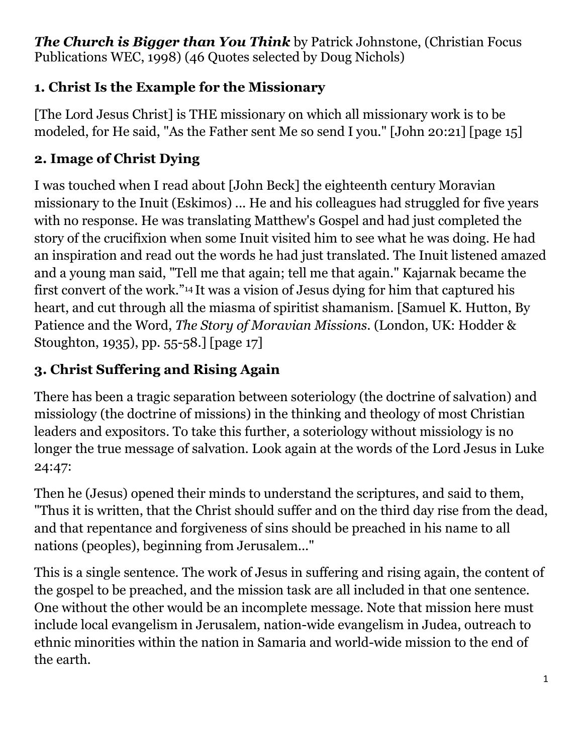***The Church is Bigger than You Think*** by Patrick Johnstone, (Christian Focus Publications WEC, 1998) (46 Quotes selected by Doug Nichols)

## 1. Christ Is the Example for the Missionary

[The Lord Jesus Christ] is THE missionary on which all missionary work is to be modeled, for He said, "As the Father sent Me so send I you." [John 20:21] [page 15]

## 2. Image of Christ Dying

I was touched when I read about [John Beck] the eighteenth century Moravian missionary to the Inuit (Eskimos) ... He and his colleagues had struggled for five years with no response. He was translating Matthew's Gospel and had just completed the story of the crucifixion when some Inuit visited him to see what he was doing. He had an inspiration and read out the words he had just translated. The Inuit listened amazed and a young man said, "Tell me that again; tell me that again." Kajarnak became the first convert of the work."[14] It was a vision of Jesus dying for him that captured his heart, and cut through all the miasma of spiritist shamanism. [Samuel K. Hutton, By Patience and the Word, *The Story of Moravian Missions*. (London, UK: Hodder & Stoughton, 1935), pp. 55-58.] [page 17]

## 3. Christ Suffering and Rising Again

There has been a tragic separation between soteriology (the doctrine of salvation) and missiology (the doctrine of missions) in the thinking and theology of most Christian leaders and expositors. To take this further, a soteriology without missiology is no longer the true message of salvation. Look again at the words of the Lord Jesus in Luke 24:47:

Then he (Jesus) opened their minds to understand the scriptures, and said to them, "Thus it is written, that the Christ should suffer and on the third day rise from the dead, and that repentance and forgiveness of sins should be preached in his name to all nations (peoples), beginning from Jerusalem..."

This is a single sentence. The work of Jesus in suffering and rising again, the content of the gospel to be preached, and the mission task are all included in that one sentence. One without the other would be an incomplete message. Note that mission here must include local evangelism in Jerusalem, nation-wide evangelism in Judea, outreach to ethnic minorities within the nation in Samaria and world-wide mission to the end of the earth.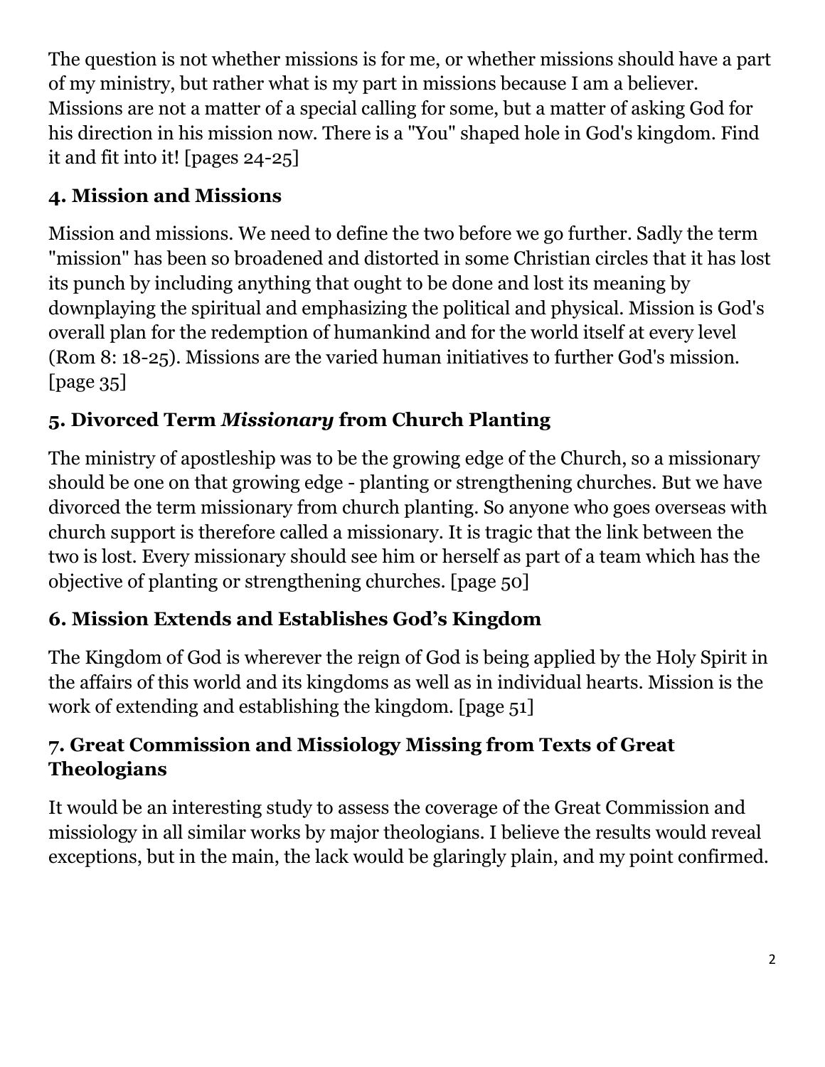The question is not whether missions is for me, or whether missions should have a part of my ministry, but rather what is my part in missions because I am a believer. Missions are not a matter of a special calling for some, but a matter of asking God for his direction in his mission now. There is a "You" shaped hole in God's kingdom. Find it and fit into it! [pages 24-25]

### 4. Mission and Missions

Mission and missions. We need to define the two before we go further. Sadly the term "mission" has been so broadened and distorted in some Christian circles that it has lost its punch by including anything that ought to be done and lost its meaning by downplaying the spiritual and emphasizing the political and physical. Mission is God's overall plan for the redemption of humankind and for the world itself at every level (Rom 8: 18-25). Missions are the varied human initiatives to further God's mission. [page 35]

### 5. Divorced Term *Missionary* from Church Planting

The ministry of apostleship was to be the growing edge of the Church, so a missionary should be one on that growing edge - planting or strengthening churches. But we have divorced the term missionary from church planting. So anyone who goes overseas with church support is therefore called a missionary. It is tragic that the link between the two is lost. Every missionary should see him or herself as part of a team which has the objective of planting or strengthening churches. [page 50]

### 6. Mission Extends and Establishes God's Kingdom

The Kingdom of God is wherever the reign of God is being applied by the Holy Spirit in the affairs of this world and its kingdoms as well as in individual hearts. Mission is the work of extending and establishing the kingdom. [page 51]

### 7. Great Commission and Missiology Missing from Texts of Great Theologians

It would be an interesting study to assess the coverage of the Great Commission and missiology in all similar works by major theologians. I believe the results would reveal exceptions, but in the main, the lack would be glaringly plain, and my point confirmed.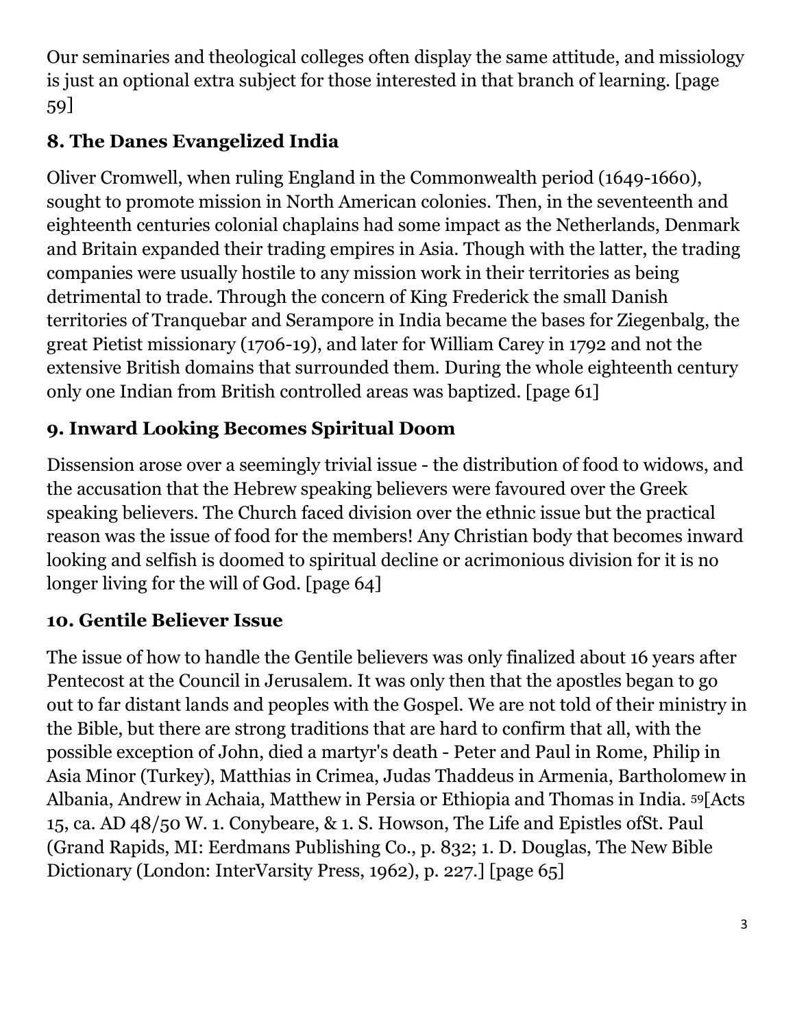Our seminaries and theological colleges often display the same attitude, and missiology is just an optional extra subject for those interested in that branch of learning. [page 59]

### 8. The Danes Evangelized India

Oliver Cromwell, when ruling England in the Commonwealth period (1649-1660), sought to promote mission in North American colonies. Then, in the seventeenth and eighteenth centuries colonial chaplains had some impact as the Netherlands, Denmark and Britain expanded their trading empires in Asia. Though with the latter, the trading companies were usually hostile to any mission work in their territories as being detrimental to trade. Through the concern of King Frederick the small Danish territories of Tranquebar and Serampore in India became the bases for Ziegenbalg, the great Pietist missionary (1706-19), and later for William Carey in 1792 and not the extensive British domains that surrounded them. During the whole eighteenth century only one Indian from British controlled areas was baptized. [page 61]

### 9. Inward Looking Becomes Spiritual Doom

Dissension arose over a seemingly trivial issue - the distribution of food to widows, and the accusation that the Hebrew speaking believers were favoured over the Greek speaking believers. The Church faced division over the ethnic issue but the practical reason was the issue of food for the members! Any Christian body that becomes inward looking and selfish is doomed to spiritual decline or acrimonious division for it is no longer living for the will of God. [page 64]

### 10. Gentile Believer Issue

The issue of how to handle the Gentile believers was only finalized about 16 years after Pentecost at the Council in Jerusalem. It was only then that the apostles began to go out to far distant lands and peoples with the Gospel. We are not told of their ministry in the Bible, but there are strong traditions that are hard to confirm that all, with the possible exception of John, died a martyr's death - Peter and Paul in Rome, Philip in Asia Minor (Turkey), Matthias in Crimea, Judas Thaddeus in Armenia, Bartholomew in Albania, Andrew in Achaia, Matthew in Persia or Ethiopia and Thomas in India. [59][Acts 15, ca. AD 48/50 W. 1. Conybeare, & 1. S. Howson, The Life and Epistles ofSt. Paul (Grand Rapids, MI: Eerdmans Publishing Co., p. 832; 1. D. Douglas, The New Bible Dictionary (London: InterVarsity Press, 1962), p. 227.] [page 65]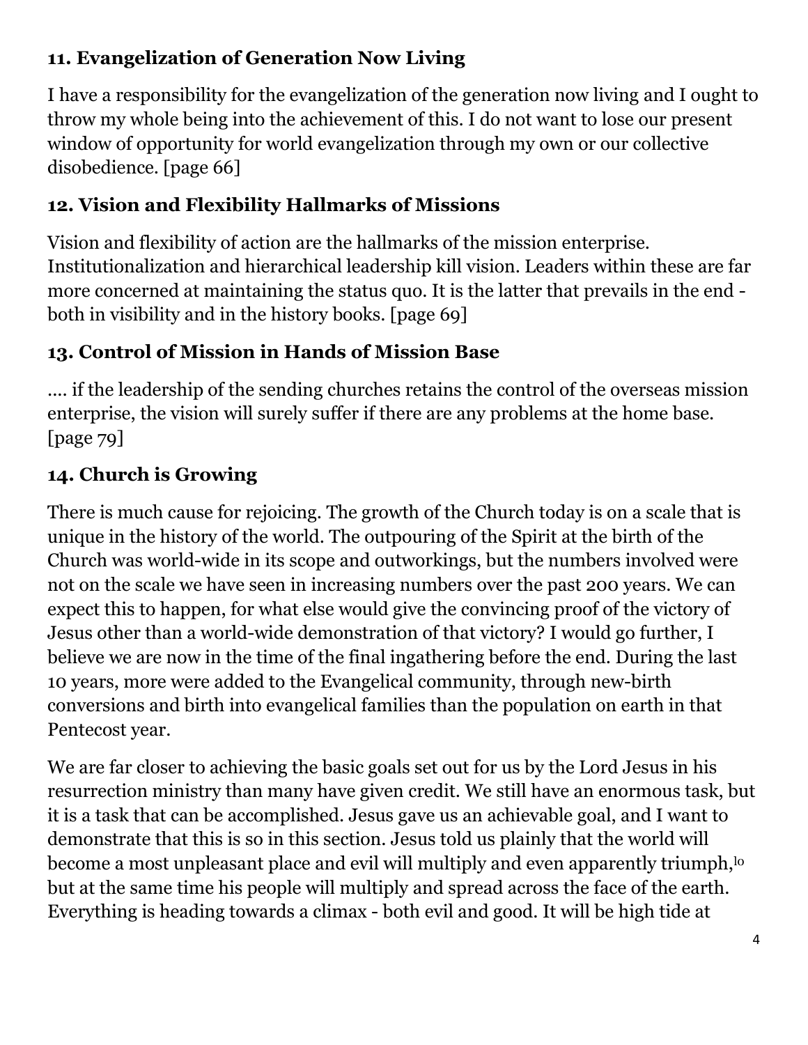### 11. Evangelization of Generation Now Living

I have a responsibility for the evangelization of the generation now living and I ought to throw my whole being into the achievement of this. I do not want to lose our present window of opportunity for world evangelization through my own or our collective disobedience. [page 66]

### 12. Vision and Flexibility Hallmarks of Missions

Vision and flexibility of action are the hallmarks of the mission enterprise. Institutionalization and hierarchical leadership kill vision. Leaders within these are far more concerned at maintaining the status quo. It is the latter that prevails in the end - both in visibility and in the history books. [page 69]

### 13. Control of Mission in Hands of Mission Base

.... if the leadership of the sending churches retains the control of the overseas mission enterprise, the vision will surely suffer if there are any problems at the home base. [page 79]

### 14. Church is Growing

There is much cause for rejoicing. The growth of the Church today is on a scale that is unique in the history of the world. The outpouring of the Spirit at the birth of the Church was world-wide in its scope and outworkings, but the numbers involved were not on the scale we have seen in increasing numbers over the past 200 years. We can expect this to happen, for what else would give the convincing proof of the victory of Jesus other than a world-wide demonstration of that victory? I would go further, I believe we are now in the time of the final ingathering before the end. During the last 10 years, more were added to the Evangelical community, through new-birth conversions and birth into evangelical families than the population on earth in that Pentecost year.

We are far closer to achieving the basic goals set out for us by the Lord Jesus in his resurrection ministry than many have given credit. We still have an enormous task, but it is a task that can be accomplished. Jesus gave us an achievable goal, and I want to demonstrate that this is so in this section. Jesus told us plainly that the world will become a most unpleasant place and evil will multiply and even apparently triumph,[10] but at the same time his people will multiply and spread across the face of the earth. Everything is heading towards a climax - both evil and good. It will be high tide at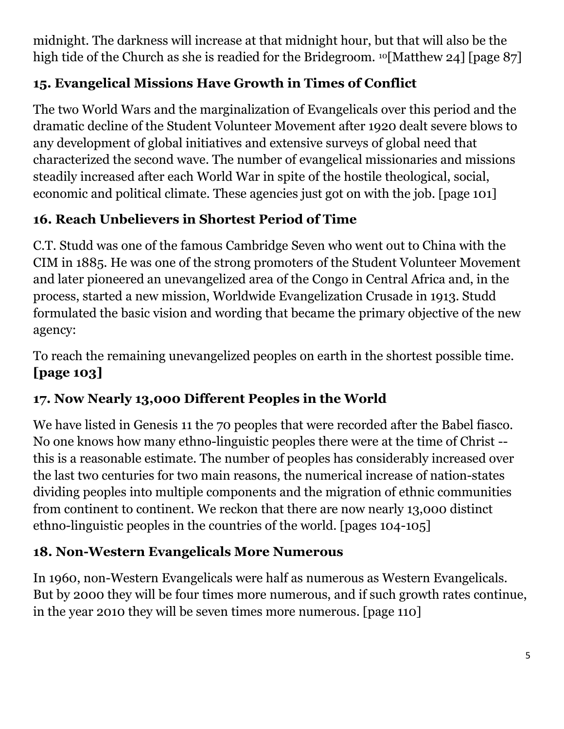midnight. The darkness will increase at that midnight hour, but that will also be the high tide of the Church as she is readied for the Bridegroom. [10][Matthew 24] [page 87]

### 15. Evangelical Missions Have Growth in Times of Conflict

The two World Wars and the marginalization of Evangelicals over this period and the dramatic decline of the Student Volunteer Movement after 1920 dealt severe blows to any development of global initiatives and extensive surveys of global need that characterized the second wave. The number of evangelical missionaries and missions steadily increased after each World War in spite of the hostile theological, social, economic and political climate. These agencies just got on with the job. [page 101]

### 16. Reach Unbelievers in Shortest Period of Time

C.T. Studd was one of the famous Cambridge Seven who went out to China with the CIM in 1885. He was one of the strong promoters of the Student Volunteer Movement and later pioneered an unevangelized area of the Congo in Central Africa and, in the process, started a new mission, Worldwide Evangelization Crusade in 1913. Studd formulated the basic vision and wording that became the primary objective of the new agency:

To reach the remaining unevangelized peoples on earth in the shortest possible time. **[page 103]**

### 17. Now Nearly 13,000 Different Peoples in the World

We have listed in Genesis 11 the 70 peoples that were recorded after the Babel fiasco. No one knows how many ethno-linguistic peoples there were at the time of Christ -- this is a reasonable estimate. The number of peoples has considerably increased over the last two centuries for two main reasons, the numerical increase of nation-states dividing peoples into multiple components and the migration of ethnic communities from continent to continent. We reckon that there are now nearly 13,000 distinct ethno-linguistic peoples in the countries of the world. [pages 104-105]

### 18. Non-Western Evangelicals More Numerous

In 1960, non-Western Evangelicals were half as numerous as Western Evangelicals. But by 2000 they will be four times more numerous, and if such growth rates continue, in the year 2010 they will be seven times more numerous. [page 110]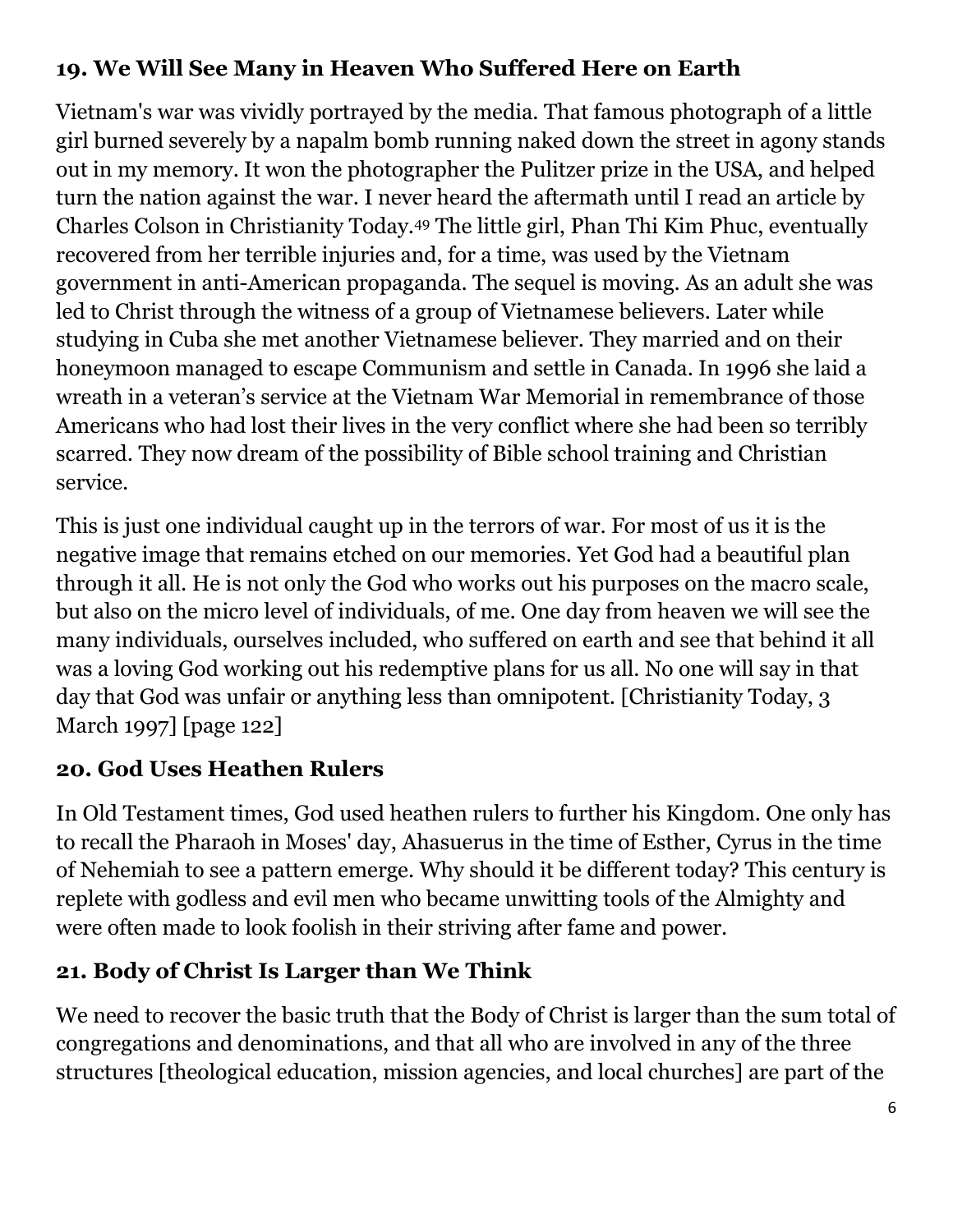### 19. We Will See Many in Heaven Who Suffered Here on Earth

Vietnam's war was vividly portrayed by the media. That famous photograph of a little girl burned severely by a napalm bomb running naked down the street in agony stands out in my memory. It won the photographer the Pulitzer prize in the USA, and helped turn the nation against the war. I never heard the aftermath until I read an article by Charles Colson in Christianity Today.[49] The little girl, Phan Thi Kim Phuc, eventually recovered from her terrible injuries and, for a time, was used by the Vietnam government in anti-American propaganda. The sequel is moving. As an adult she was led to Christ through the witness of a group of Vietnamese believers. Later while studying in Cuba she met another Vietnamese believer. They married and on their honeymoon managed to escape Communism and settle in Canada. In 1996 she laid a wreath in a veteran's service at the Vietnam War Memorial in remembrance of those Americans who had lost their lives in the very conflict where she had been so terribly scarred. They now dream of the possibility of Bible school training and Christian service.

This is just one individual caught up in the terrors of war. For most of us it is the negative image that remains etched on our memories. Yet God had a beautiful plan through it all. He is not only the God who works out his purposes on the macro scale, but also on the micro level of individuals, of me. One day from heaven we will see the many individuals, ourselves included, who suffered on earth and see that behind it all was a loving God working out his redemptive plans for us all. No one will say in that day that God was unfair or anything less than omnipotent. [Christianity Today, 3 March 1997] [page 122]

### 20. God Uses Heathen Rulers

In Old Testament times, God used heathen rulers to further his Kingdom. One only has to recall the Pharaoh in Moses' day, Ahasuerus in the time of Esther, Cyrus in the time of Nehemiah to see a pattern emerge. Why should it be different today? This century is replete with godless and evil men who became unwitting tools of the Almighty and were often made to look foolish in their striving after fame and power.

### 21. Body of Christ Is Larger than We Think

We need to recover the basic truth that the Body of Christ is larger than the sum total of congregations and denominations, and that all who are involved in any of the three structures [theological education, mission agencies, and local churches] are part of the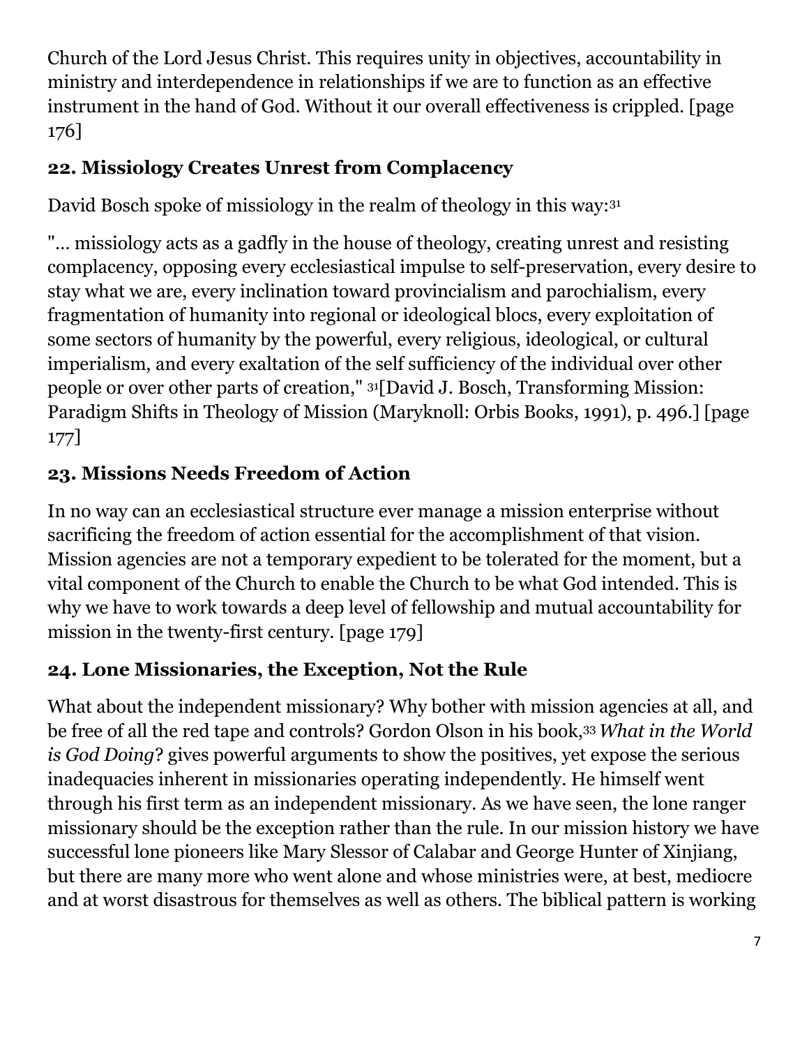Church of the Lord Jesus Christ. This requires unity in objectives, accountability in ministry and interdependence in relationships if we are to function as an effective instrument in the hand of God. Without it our overall effectiveness is crippled. [page 176]

### 22. Missiology Creates Unrest from Complacency

David Bosch spoke of missiology in the realm of theology in this way:[31]

"... missiology acts as a gadfly in the house of theology, creating unrest and resisting complacency, opposing every ecclesiastical impulse to self-preservation, every desire to stay what we are, every inclination toward provincialism and parochialism, every fragmentation of humanity into regional or ideological blocs, every exploitation of some sectors of humanity by the powerful, every religious, ideological, or cultural imperialism, and every exaltation of the self sufficiency of the individual over other people or over other parts of creation," [31][David J. Bosch, Transforming Mission: Paradigm Shifts in Theology of Mission (Maryknoll: Orbis Books, 1991), p. 496.] [page 177]

### 23. Missions Needs Freedom of Action

In no way can an ecclesiastical structure ever manage a mission enterprise without sacrificing the freedom of action essential for the accomplishment of that vision. Mission agencies are not a temporary expedient to be tolerated for the moment, but a vital component of the Church to enable the Church to be what God intended. This is why we have to work towards a deep level of fellowship and mutual accountability for mission in the twenty-first century. [page 179]

### 24. Lone Missionaries, the Exception, Not the Rule

What about the independent missionary? Why bother with mission agencies at all, and be free of all the red tape and controls? Gordon Olson in his book,[33] *What in the World is God Doing*? gives powerful arguments to show the positives, yet expose the serious inadequacies inherent in missionaries operating independently. He himself went through his first term as an independent missionary. As we have seen, the lone ranger missionary should be the exception rather than the rule. In our mission history we have successful lone pioneers like Mary Slessor of Calabar and George Hunter of Xinjiang, but there are many more who went alone and whose ministries were, at best, mediocre and at worst disastrous for themselves as well as others. The biblical pattern is working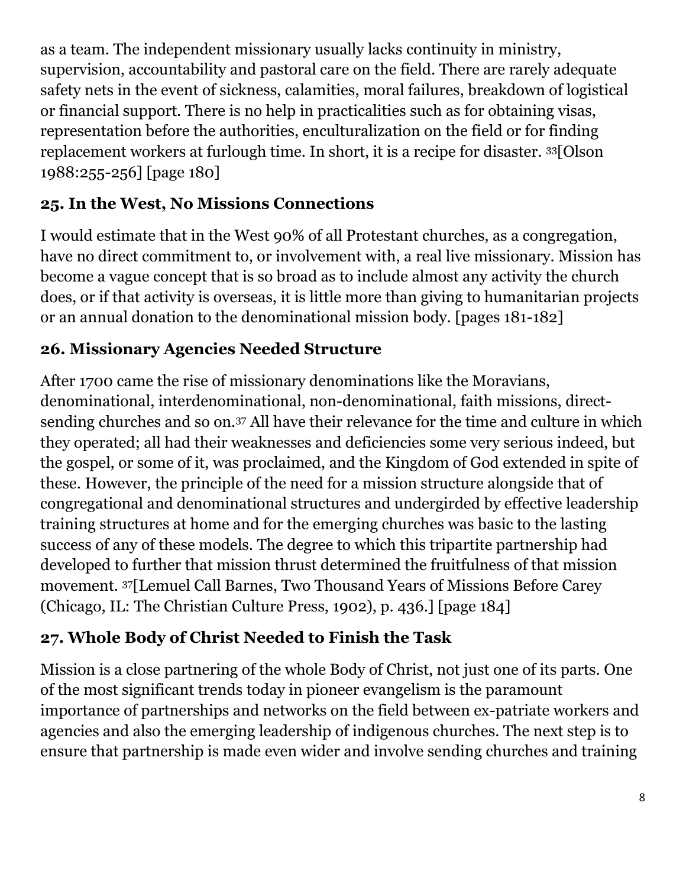as a team. The independent missionary usually lacks continuity in ministry, supervision, accountability and pastoral care on the field. There are rarely adequate safety nets in the event of sickness, calamities, moral failures, breakdown of logistical or financial support. There is no help in practicalities such as for obtaining visas, representation before the authorities, enculturalization on the field or for finding replacement workers at furlough time. In short, it is a recipe for disaster. [33][Olson 1988:255-256] [page 180]

## 25. In the West, No Missions Connections

I would estimate that in the West 90% of all Protestant churches, as a congregation, have no direct commitment to, or involvement with, a real live missionary. Mission has become a vague concept that is so broad as to include almost any activity the church does, or if that activity is overseas, it is little more than giving to humanitarian projects or an annual donation to the denominational mission body. [pages 181-182]

## 26. Missionary Agencies Needed Structure

After 1700 came the rise of missionary denominations like the Moravians, denominational, interdenominational, non-denominational, faith missions, direct-sending churches and so on.[37] All have their relevance for the time and culture in which they operated; all had their weaknesses and deficiencies some very serious indeed, but the gospel, or some of it, was proclaimed, and the Kingdom of God extended in spite of these. However, the principle of the need for a mission structure alongside that of congregational and denominational structures and undergirded by effective leadership training structures at home and for the emerging churches was basic to the lasting success of any of these models. The degree to which this tripartite partnership had developed to further that mission thrust determined the fruitfulness of that mission movement. [37][Lemuel Call Barnes, Two Thousand Years of Missions Before Carey (Chicago, IL: The Christian Culture Press, 1902), p. 436.] [page 184]

## 27. Whole Body of Christ Needed to Finish the Task

Mission is a close partnering of the whole Body of Christ, not just one of its parts. One of the most significant trends today in pioneer evangelism is the paramount importance of partnerships and networks on the field between ex-patriate workers and agencies and also the emerging leadership of indigenous churches. The next step is to ensure that partnership is made even wider and involve sending churches and training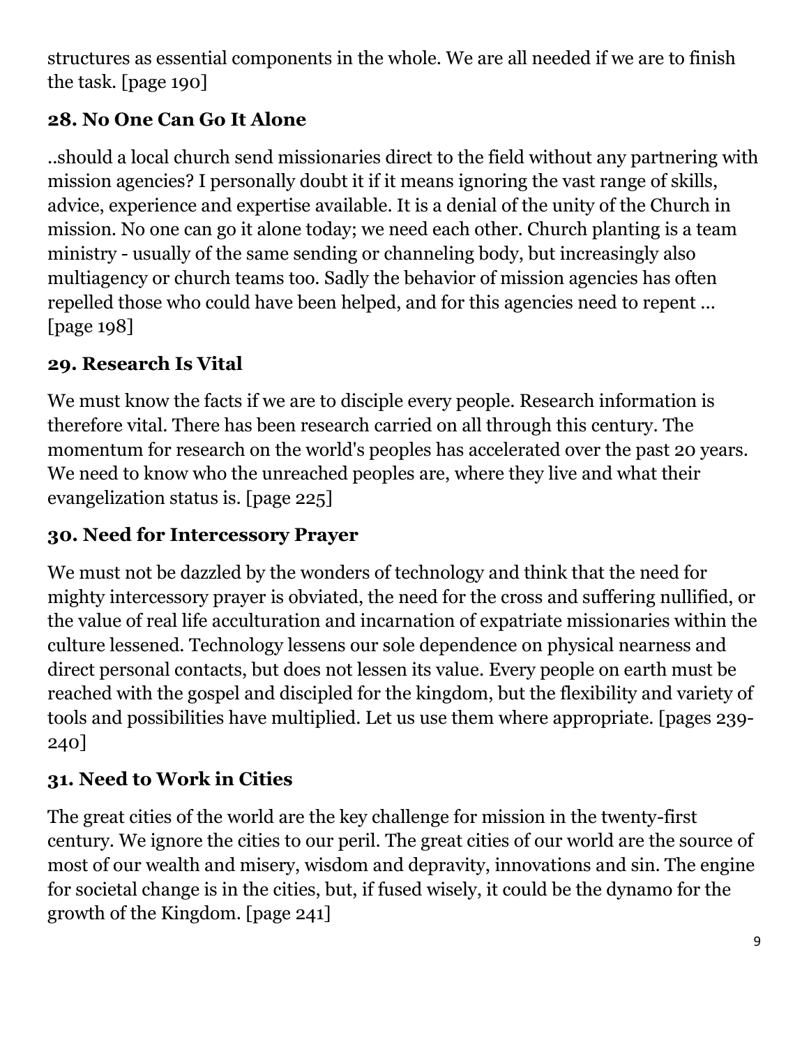structures as essential components in the whole. We are all needed if we are to finish the task. [page 190]

### 28. No One Can Go It Alone

..should a local church send missionaries direct to the field without any partnering with mission agencies? I personally doubt it if it means ignoring the vast range of skills, advice, experience and expertise available. It is a denial of the unity of the Church in mission. No one can go it alone today; we need each other. Church planting is a team ministry - usually of the same sending or channeling body, but increasingly also multiagency or church teams too. Sadly the behavior of mission agencies has often repelled those who could have been helped, and for this agencies need to repent ... [page 198]

### 29. Research Is Vital

We must know the facts if we are to disciple every people. Research information is therefore vital. There has been research carried on all through this century. The momentum for research on the world's peoples has accelerated over the past 20 years. We need to know who the unreached peoples are, where they live and what their evangelization status is. [page 225]

### 30. Need for Intercessory Prayer

We must not be dazzled by the wonders of technology and think that the need for mighty intercessory prayer is obviated, the need for the cross and suffering nullified, or the value of real life acculturation and incarnation of expatriate missionaries within the culture lessened. Technology lessens our sole dependence on physical nearness and direct personal contacts, but does not lessen its value. Every people on earth must be reached with the gospel and discipled for the kingdom, but the flexibility and variety of tools and possibilities have multiplied. Let us use them where appropriate. [pages 239-240]

### 31. Need to Work in Cities

The great cities of the world are the key challenge for mission in the twenty-first century. We ignore the cities to our peril. The great cities of our world are the source of most of our wealth and misery, wisdom and depravity, innovations and sin. The engine for societal change is in the cities, but, if fused wisely, it could be the dynamo for the growth of the Kingdom. [page 241]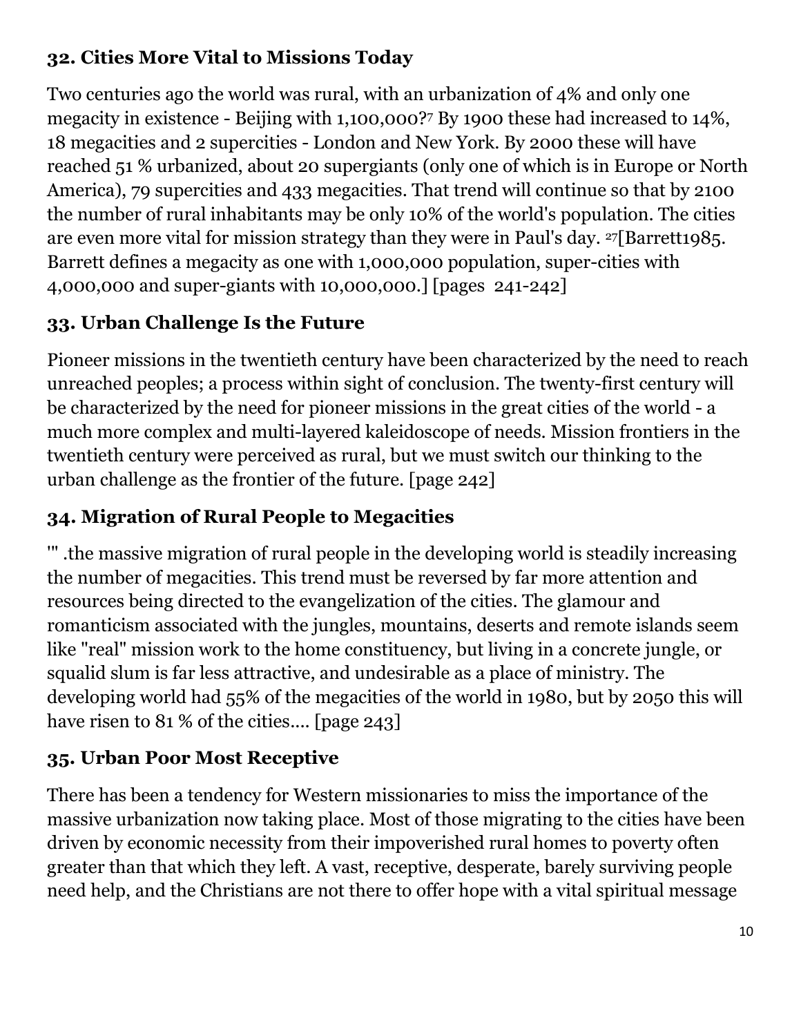### 32. Cities More Vital to Missions Today

Two centuries ago the world was rural, with an urbanization of 4% and only one megacity in existence - Beijing with 1,100,000?[7] By 1900 these had increased to 14%, 18 megacities and 2 supercities - London and New York. By 2000 these will have reached 51 % urbanized, about 20 supergiants (only one of which is in Europe or North America), 79 supercities and 433 megacities. That trend will continue so that by 2100 the number of rural inhabitants may be only 10% of the world's population. The cities are even more vital for mission strategy than they were in Paul's day. [27][Barrett1985. Barrett defines a megacity as one with 1,000,000 population, super-cities with 4,000,000 and super-giants with 10,000,000.] [pages 241-242]

### 33. Urban Challenge Is the Future

Pioneer missions in the twentieth century have been characterized by the need to reach unreached peoples; a process within sight of conclusion. The twenty-first century will be characterized by the need for pioneer missions in the great cities of the world - a much more complex and multi-layered kaleidoscope of needs. Mission frontiers in the twentieth century were perceived as rural, but we must switch our thinking to the urban challenge as the frontier of the future. [page 242]

### 34. Migration of Rural People to Megacities

'" .the massive migration of rural people in the developing world is steadily increasing the number of megacities. This trend must be reversed by far more attention and resources being directed to the evangelization of the cities. The glamour and romanticism associated with the jungles, mountains, deserts and remote islands seem like "real" mission work to the home constituency, but living in a concrete jungle, or squalid slum is far less attractive, and undesirable as a place of ministry. The developing world had 55% of the megacities of the world in 1980, but by 2050 this will have risen to 81 % of the cities.... [page 243]

### 35. Urban Poor Most Receptive

There has been a tendency for Western missionaries to miss the importance of the massive urbanization now taking place. Most of those migrating to the cities have been driven by economic necessity from their impoverished rural homes to poverty often greater than that which they left. A vast, receptive, desperate, barely surviving people need help, and the Christians are not there to offer hope with a vital spiritual message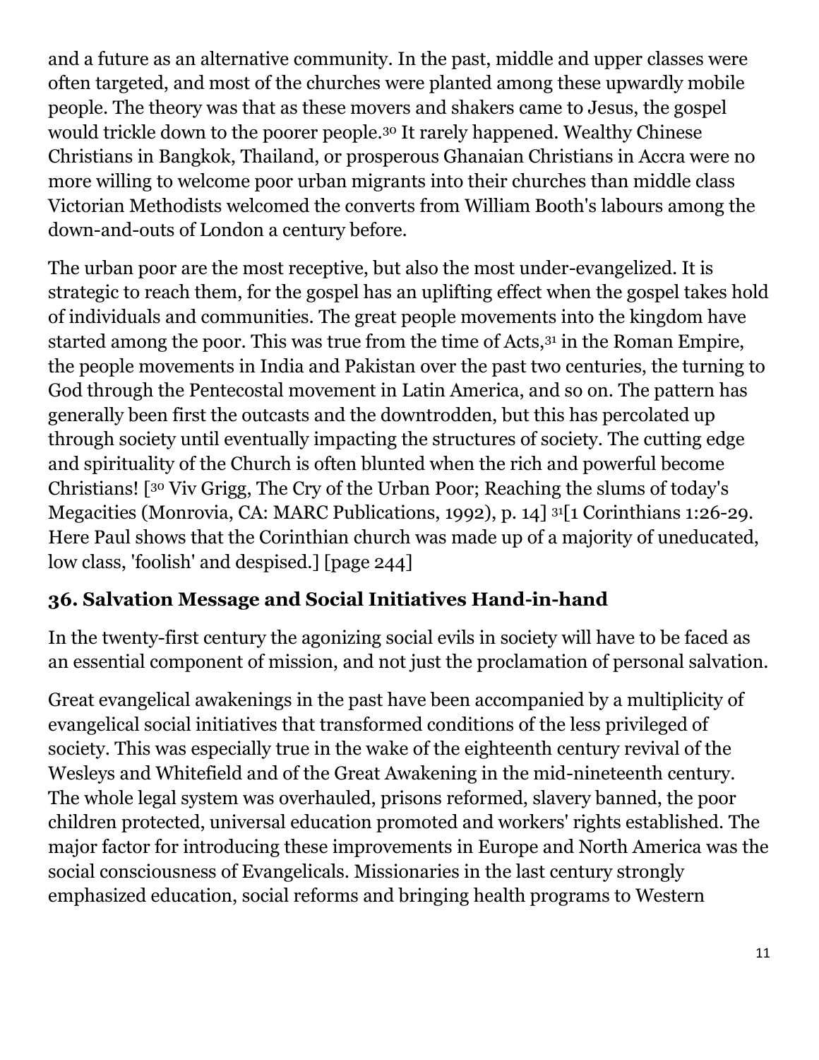and a future as an alternative community. In the past, middle and upper classes were often targeted, and most of the churches were planted among these upwardly mobile people. The theory was that as these movers and shakers came to Jesus, the gospel would trickle down to the poorer people.[30] It rarely happened. Wealthy Chinese Christians in Bangkok, Thailand, or prosperous Ghanaian Christians in Accra were no more willing to welcome poor urban migrants into their churches than middle class Victorian Methodists welcomed the converts from William Booth's labours among the down-and-outs of London a century before.

The urban poor are the most receptive, but also the most under-evangelized. It is strategic to reach them, for the gospel has an uplifting effect when the gospel takes hold of individuals and communities. The great people movements into the kingdom have started among the poor. This was true from the time of Acts,[31] in the Roman Empire, the people movements in India and Pakistan over the past two centuries, the turning to God through the Pentecostal movement in Latin America, and so on. The pattern has generally been first the outcasts and the downtrodden, but this has percolated up through society until eventually impacting the structures of society. The cutting edge and spirituality of the Church is often blunted when the rich and powerful become Christians! [[30] Viv Grigg, The Cry of the Urban Poor; Reaching the slums of today's Megacities (Monrovia, CA: MARC Publications, 1992), p. 14] [31][1 Corinthians 1:26-29. Here Paul shows that the Corinthian church was made up of a majority of uneducated, low class, 'foolish' and despised.] [page 244]

### 36. Salvation Message and Social Initiatives Hand-in-hand

In the twenty-first century the agonizing social evils in society will have to be faced as an essential component of mission, and not just the proclamation of personal salvation.

Great evangelical awakenings in the past have been accompanied by a multiplicity of evangelical social initiatives that transformed conditions of the less privileged of society. This was especially true in the wake of the eighteenth century revival of the Wesleys and Whitefield and of the Great Awakening in the mid-nineteenth century. The whole legal system was overhauled, prisons reformed, slavery banned, the poor children protected, universal education promoted and workers' rights established. The major factor for introducing these improvements in Europe and North America was the social consciousness of Evangelicals. Missionaries in the last century strongly emphasized education, social reforms and bringing health programs to Western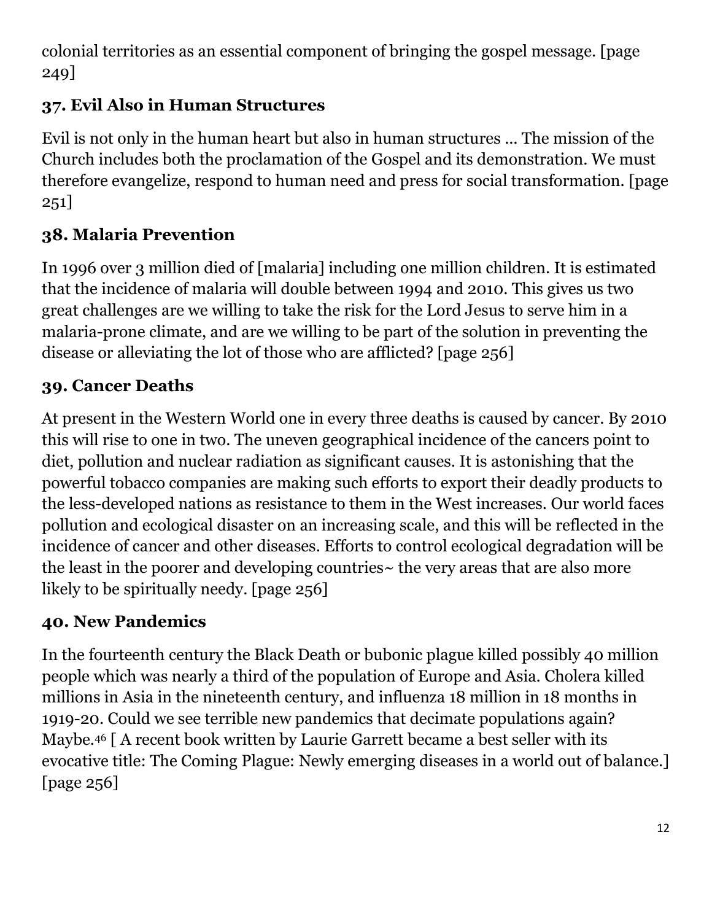colonial territories as an essential component of bringing the gospel message. [page 249]

### 37. Evil Also in Human Structures

Evil is not only in the human heart but also in human structures ... The mission of the Church includes both the proclamation of the Gospel and its demonstration. We must therefore evangelize, respond to human need and press for social transformation. [page 251]

### 38. Malaria Prevention

In 1996 over 3 million died of [malaria] including one million children. It is estimated that the incidence of malaria will double between 1994 and 2010. This gives us two great challenges are we willing to take the risk for the Lord Jesus to serve him in a malaria-prone climate, and are we willing to be part of the solution in preventing the disease or alleviating the lot of those who are afflicted? [page 256]

### 39. Cancer Deaths

At present in the Western World one in every three deaths is caused by cancer. By 2010 this will rise to one in two. The uneven geographical incidence of the cancers point to diet, pollution and nuclear radiation as significant causes. It is astonishing that the powerful tobacco companies are making such efforts to export their deadly products to the less-developed nations as resistance to them in the West increases. Our world faces pollution and ecological disaster on an increasing scale, and this will be reflected in the incidence of cancer and other diseases. Efforts to control ecological degradation will be the least in the poorer and developing countries~ the very areas that are also more likely to be spiritually needy. [page 256]

### 40. New Pandemics

In the fourteenth century the Black Death or bubonic plague killed possibly 40 million people which was nearly a third of the population of Europe and Asia. Cholera killed millions in Asia in the nineteenth century, and influenza 18 million in 18 months in 1919-20. Could we see terrible new pandemics that decimate populations again? Maybe.[46] [ A recent book written by Laurie Garrett became a best seller with its evocative title: The Coming Plague: Newly emerging diseases in a world out of balance.] [page 256]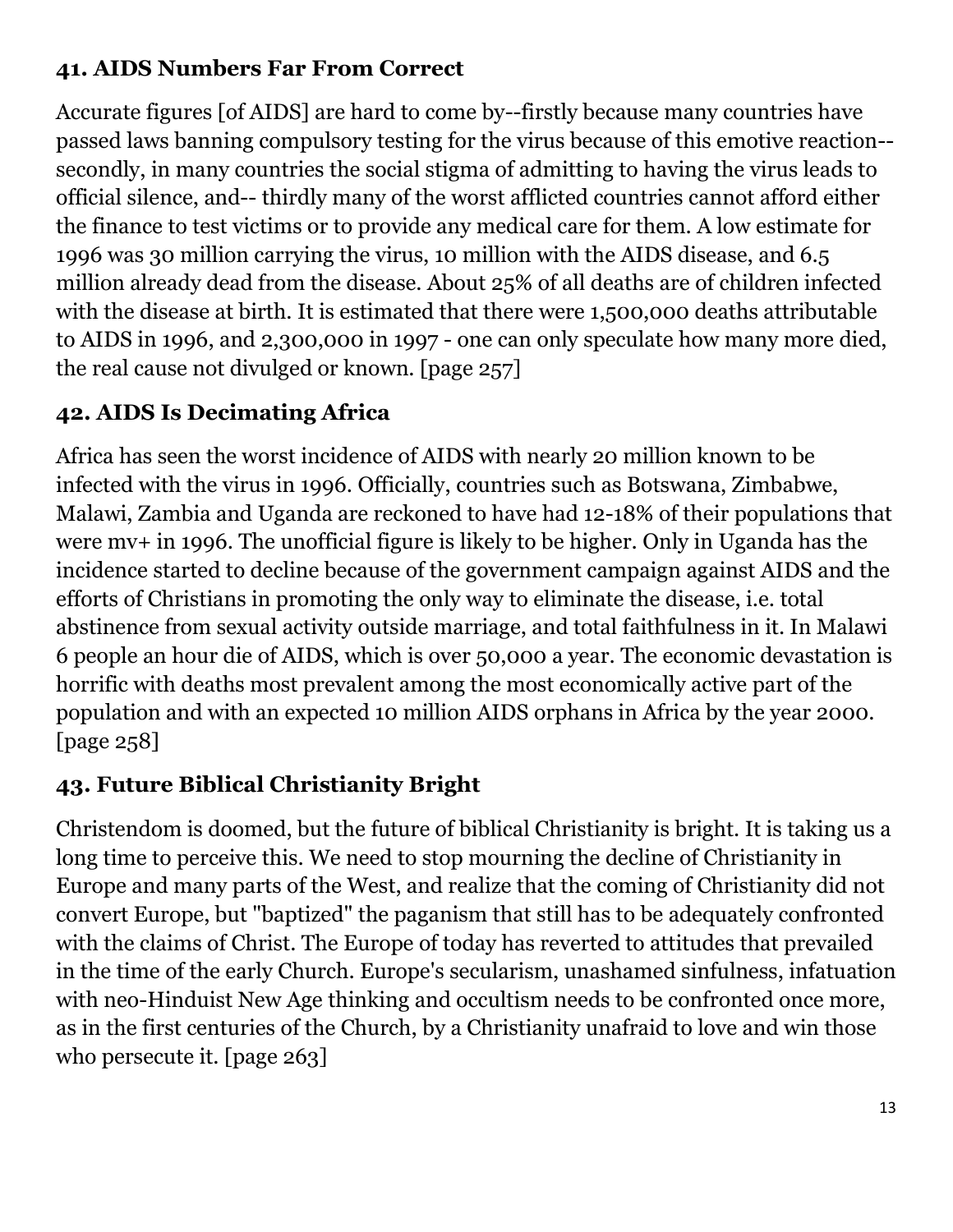### 41. AIDS Numbers Far From Correct

Accurate figures [of AIDS] are hard to come by--firstly because many countries have passed laws banning compulsory testing for the virus because of this emotive reaction--secondly, in many countries the social stigma of admitting to having the virus leads to official silence, and-- thirdly many of the worst afflicted countries cannot afford either the finance to test victims or to provide any medical care for them. A low estimate for 1996 was 30 million carrying the virus, 10 million with the AIDS disease, and 6.5 million already dead from the disease. About 25% of all deaths are of children infected with the disease at birth. It is estimated that there were 1,500,000 deaths attributable to AIDS in 1996, and 2,300,000 in 1997 - one can only speculate how many more died, the real cause not divulged or known. [page 257]

### 42. AIDS Is Decimating Africa

Africa has seen the worst incidence of AIDS with nearly 20 million known to be infected with the virus in 1996. Officially, countries such as Botswana, Zimbabwe, Malawi, Zambia and Uganda are reckoned to have had 12-18% of their populations that were mv+ in 1996. The unofficial figure is likely to be higher. Only in Uganda has the incidence started to decline because of the government campaign against AIDS and the efforts of Christians in promoting the only way to eliminate the disease, i.e. total abstinence from sexual activity outside marriage, and total faithfulness in it. In Malawi 6 people an hour die of AIDS, which is over 50,000 a year. The economic devastation is horrific with deaths most prevalent among the most economically active part of the population and with an expected 10 million AIDS orphans in Africa by the year 2000. [page 258]

### 43. Future Biblical Christianity Bright

Christendom is doomed, but the future of biblical Christianity is bright. It is taking us a long time to perceive this. We need to stop mourning the decline of Christianity in Europe and many parts of the West, and realize that the coming of Christianity did not convert Europe, but "baptized" the paganism that still has to be adequately confronted with the claims of Christ. The Europe of today has reverted to attitudes that prevailed in the time of the early Church. Europe's secularism, unashamed sinfulness, infatuation with neo-Hinduist New Age thinking and occultism needs to be confronted once more, as in the first centuries of the Church, by a Christianity unafraid to love and win those who persecute it. [page 263]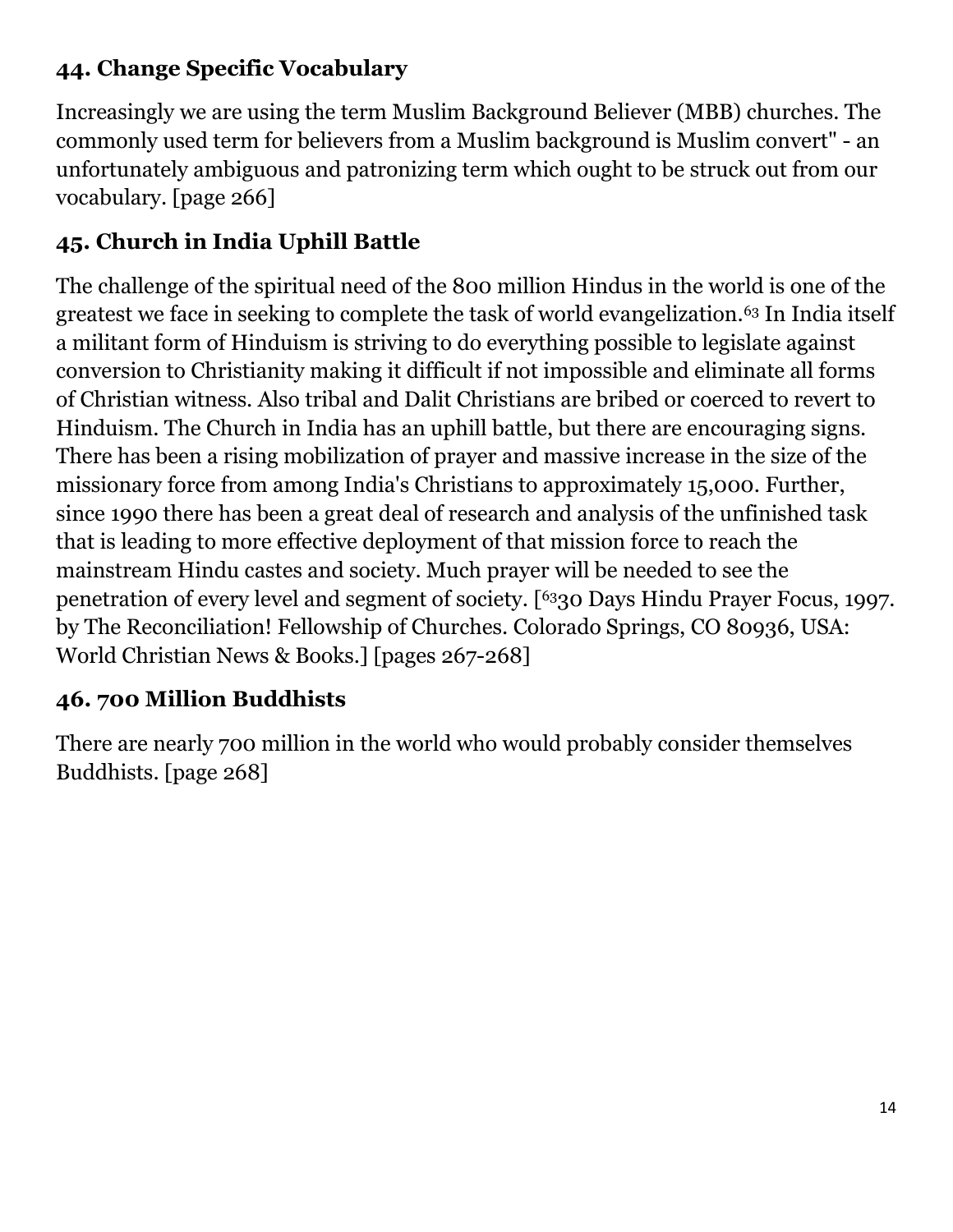## 44. Change Specific Vocabulary

Increasingly we are using the term Muslim Background Believer (MBB) churches. The commonly used term for believers from a Muslim background is Muslim convert" - an unfortunately ambiguous and patronizing term which ought to be struck out from our vocabulary. [page 266]

## 45. Church in India Uphill Battle

The challenge of the spiritual need of the 800 million Hindus in the world is one of the greatest we face in seeking to complete the task of world evangelization.[63] In India itself a militant form of Hinduism is striving to do everything possible to legislate against conversion to Christianity making it difficult if not impossible and eliminate all forms of Christian witness. Also tribal and Dalit Christians are bribed or coerced to revert to Hinduism. The Church in India has an uphill battle, but there are encouraging signs. There has been a rising mobilization of prayer and massive increase in the size of the missionary force from among India's Christians to approximately 15,000. Further, since 1990 there has been a great deal of research and analysis of the unfinished task that is leading to more effective deployment of that mission force to reach the mainstream Hindu castes and society. Much prayer will be needed to see the penetration of every level and segment of society. [[63]30 Days Hindu Prayer Focus, 1997. by The Reconciliation! Fellowship of Churches. Colorado Springs, CO 80936, USA: World Christian News & Books.] [pages 267-268]

## 46. 700 Million Buddhists

There are nearly 700 million in the world who would probably consider themselves Buddhists. [page 268]